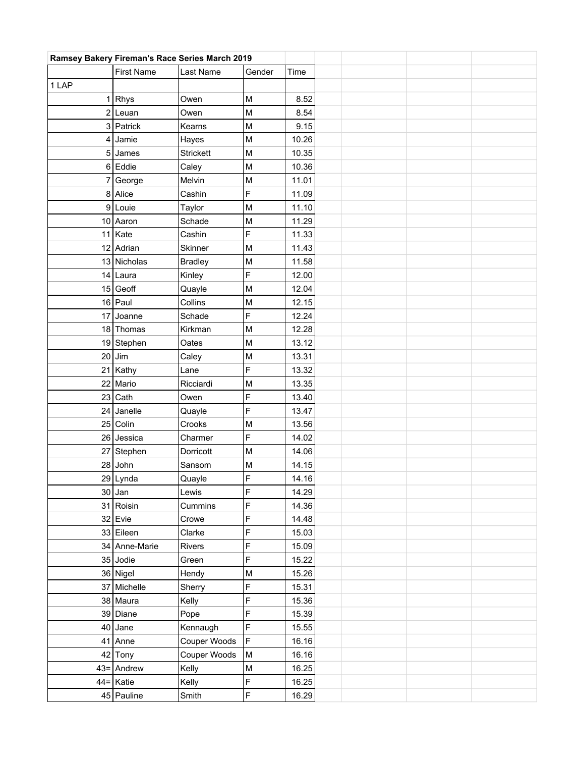| Ramsey Bakery Fireman's Race Series March 2019 | | | | |
|---|---|---|---|---|
| | First Name | Last Name | Gender | Time |
| 1 LAP | | | | |
| 1 | Rhys | Owen | M | 8.52 |
| 2 | Leuan | Owen | M | 8.54 |
| 3 | Patrick | Kearns | M | 9.15 |
| 4 | Jamie | Hayes | M | 10.26 |
| 5 | James | Strickett | M | 10.35 |
| 6 | Eddie | Caley | M | 10.36 |
| 7 | George | Melvin | M | 11.01 |
| 8 | Alice | Cashin | F | 11.09 |
| 9 | Louie | Taylor | M | 11.10 |
| 10 | Aaron | Schade | M | 11.29 |
| 11 | Kate | Cashin | F | 11.33 |
| 12 | Adrian | Skinner | M | 11.43 |
| 13 | Nicholas | Bradley | M | 11.58 |
| 14 | Laura | Kinley | F | 12.00 |
| 15 | Geoff | Quayle | M | 12.04 |
| 16 | Paul | Collins | M | 12.15 |
| 17 | Joanne | Schade | F | 12.24 |
| 18 | Thomas | Kirkman | M | 12.28 |
| 19 | Stephen | Oates | M | 13.12 |
| 20 | Jim | Caley | M | 13.31 |
| 21 | Kathy | Lane | F | 13.32 |
| 22 | Mario | Ricciardi | M | 13.35 |
| 23 | Cath | Owen | F | 13.40 |
| 24 | Janelle | Quayle | F | 13.47 |
| 25 | Colin | Crooks | M | 13.56 |
| 26 | Jessica | Charmer | F | 14.02 |
| 27 | Stephen | Dorricott | M | 14.06 |
| 28 | John | Sansom | M | 14.15 |
| 29 | Lynda | Quayle | F | 14.16 |
| 30 | Jan | Lewis | F | 14.29 |
| 31 | Roisin | Cummins | F | 14.36 |
| 32 | Evie | Crowe | F | 14.48 |
| 33 | Eileen | Clarke | F | 15.03 |
| 34 | Anne-Marie | Rivers | F | 15.09 |
| 35 | Jodie | Green | F | 15.22 |
| 36 | Nigel | Hendy | M | 15.26 |
| 37 | Michelle | Sherry | F | 15.31 |
| 38 | Maura | Kelly | F | 15.36 |
| 39 | Diane | Pope | F | 15.39 |
| 40 | Jane | Kennaugh | F | 15.55 |
| 41 | Anne | Couper Woods | F | 16.16 |
| 42 | Tony | Couper Woods | M | 16.16 |
| 43= | Andrew | Kelly | M | 16.25 |
| 44= | Katie | Kelly | F | 16.25 |
| 45 | Pauline | Smith | F | 16.29 |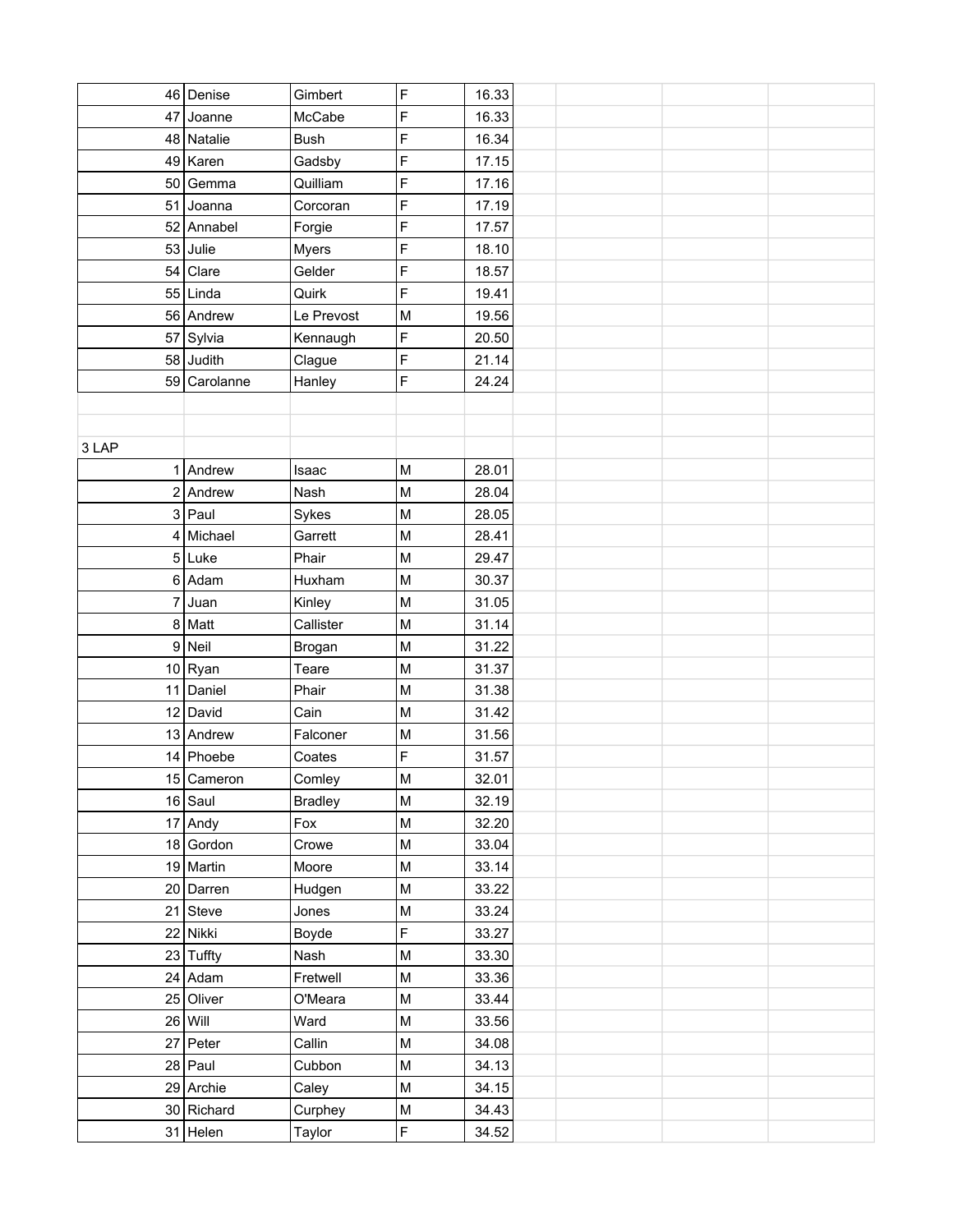| | | | | | | | | |
|---|---|---|---|---|---|---|---|---|
| 46 | Denise | Gimbert | F | 16.33 | | | | |
| 47 | Joanne | McCabe | F | 16.33 | | | | |
| 48 | Natalie | Bush | F | 16.34 | | | | |
| 49 | Karen | Gadsby | F | 17.15 | | | | |
| 50 | Gemma | Quilliam | F | 17.16 | | | | |
| 51 | Joanna | Corcoran | F | 17.19 | | | | |
| 52 | Annabel | Forgie | F | 17.57 | | | | |
| 53 | Julie | Myers | F | 18.10 | | | | |
| 54 | Clare | Gelder | F | 18.57 | | | | |
| 55 | Linda | Quirk | F | 19.41 | | | | |
| 56 | Andrew | Le Prevost | M | 19.56 | | | | |
| 57 | Sylvia | Kennaugh | F | 20.50 | | | | |
| 58 | Judith | Clague | F | 21.14 | | | | |
| 59 | Carolanne | Hanley | F | 24.24 | | | | |
| | | | | | | | | |
| | | | | | | | | |
| 3 LAP | | | | | | | | |
| 1 | Andrew | Isaac | M | 28.01 | | | | |
| 2 | Andrew | Nash | M | 28.04 | | | | |
| 3 | Paul | Sykes | M | 28.05 | | | | |
| 4 | Michael | Garrett | M | 28.41 | | | | |
| 5 | Luke | Phair | M | 29.47 | | | | |
| 6 | Adam | Huxham | M | 30.37 | | | | |
| 7 | Juan | Kinley | M | 31.05 | | | | |
| 8 | Matt | Callister | M | 31.14 | | | | |
| 9 | Neil | Brogan | M | 31.22 | | | | |
| 10 | Ryan | Teare | M | 31.37 | | | | |
| 11 | Daniel | Phair | M | 31.38 | | | | |
| 12 | David | Cain | M | 31.42 | | | | |
| 13 | Andrew | Falconer | M | 31.56 | | | | |
| 14 | Phoebe | Coates | F | 31.57 | | | | |
| 15 | Cameron | Comley | M | 32.01 | | | | |
| 16 | Saul | Bradley | M | 32.19 | | | | |
| 17 | Andy | Fox | M | 32.20 | | | | |
| 18 | Gordon | Crowe | M | 33.04 | | | | |
| 19 | Martin | Moore | M | 33.14 | | | | |
| 20 | Darren | Hudgen | M | 33.22 | | | | |
| 21 | Steve | Jones | M | 33.24 | | | | |
| 22 | Nikki | Boyde | F | 33.27 | | | | |
| 23 | Tuffty | Nash | M | 33.30 | | | | |
| 24 | Adam | Fretwell | M | 33.36 | | | | |
| 25 | Oliver | O'Meara | M | 33.44 | | | | |
| 26 | Will | Ward | M | 33.56 | | | | |
| 27 | Peter | Callin | M | 34.08 | | | | |
| 28 | Paul | Cubbon | M | 34.13 | | | | |
| 29 | Archie | Caley | M | 34.15 | | | | |
| 30 | Richard | Curphey | M | 34.43 | | | | |
| 31 | Helen | Taylor | F | 34.52 | | | | |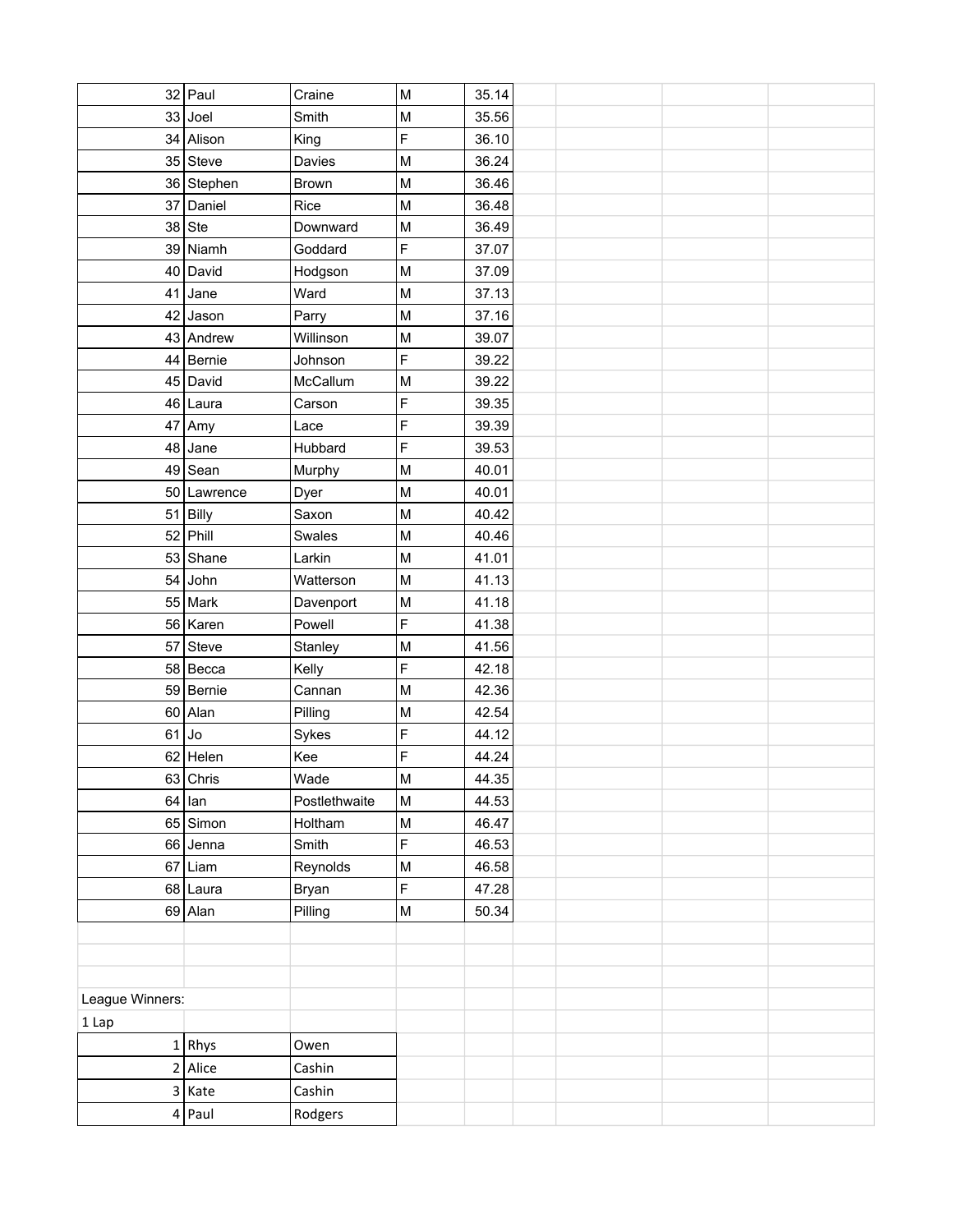| | | | | |
|---|---|---|---|---|
| 32 | Paul | Craine | M | 35.14 |
| 33 | Joel | Smith | M | 35.56 |
| 34 | Alison | King | F | 36.10 |
| 35 | Steve | Davies | M | 36.24 |
| 36 | Stephen | Brown | M | 36.46 |
| 37 | Daniel | Rice | M | 36.48 |
| 38 | Ste | Downward | M | 36.49 |
| 39 | Niamh | Goddard | F | 37.07 |
| 40 | David | Hodgson | M | 37.09 |
| 41 | Jane | Ward | M | 37.13 |
| 42 | Jason | Parry | M | 37.16 |
| 43 | Andrew | Willinson | M | 39.07 |
| 44 | Bernie | Johnson | F | 39.22 |
| 45 | David | McCallum | M | 39.22 |
| 46 | Laura | Carson | F | 39.35 |
| 47 | Amy | Lace | F | 39.39 |
| 48 | Jane | Hubbard | F | 39.53 |
| 49 | Sean | Murphy | M | 40.01 |
| 50 | Lawrence | Dyer | M | 40.01 |
| 51 | Billy | Saxon | M | 40.42 |
| 52 | Phill | Swales | M | 40.46 |
| 53 | Shane | Larkin | M | 41.01 |
| 54 | John | Watterson | M | 41.13 |
| 55 | Mark | Davenport | M | 41.18 |
| 56 | Karen | Powell | F | 41.38 |
| 57 | Steve | Stanley | M | 41.56 |
| 58 | Becca | Kelly | F | 42.18 |
| 59 | Bernie | Cannan | M | 42.36 |
| 60 | Alan | Pilling | M | 42.54 |
| 61 | Jo | Sykes | F | 44.12 |
| 62 | Helen | Kee | F | 44.24 |
| 63 | Chris | Wade | M | 44.35 |
| 64 | Ian | Postlethwaite | M | 44.53 |
| 65 | Simon | Holtham | M | 46.47 |
| 66 | Jenna | Smith | F | 46.53 |
| 67 | Liam | Reynolds | M | 46.58 |
| 68 | Laura | Bryan | F | 47.28 |
| 69 | Alan | Pilling | M | 50.34 |

League Winners:

1 Lap

| | | |
|---|---|---|
| 1 | Rhys | Owen |
| 2 | Alice | Cashin |
| 3 | Kate | Cashin |
| 4 | Paul | Rodgers |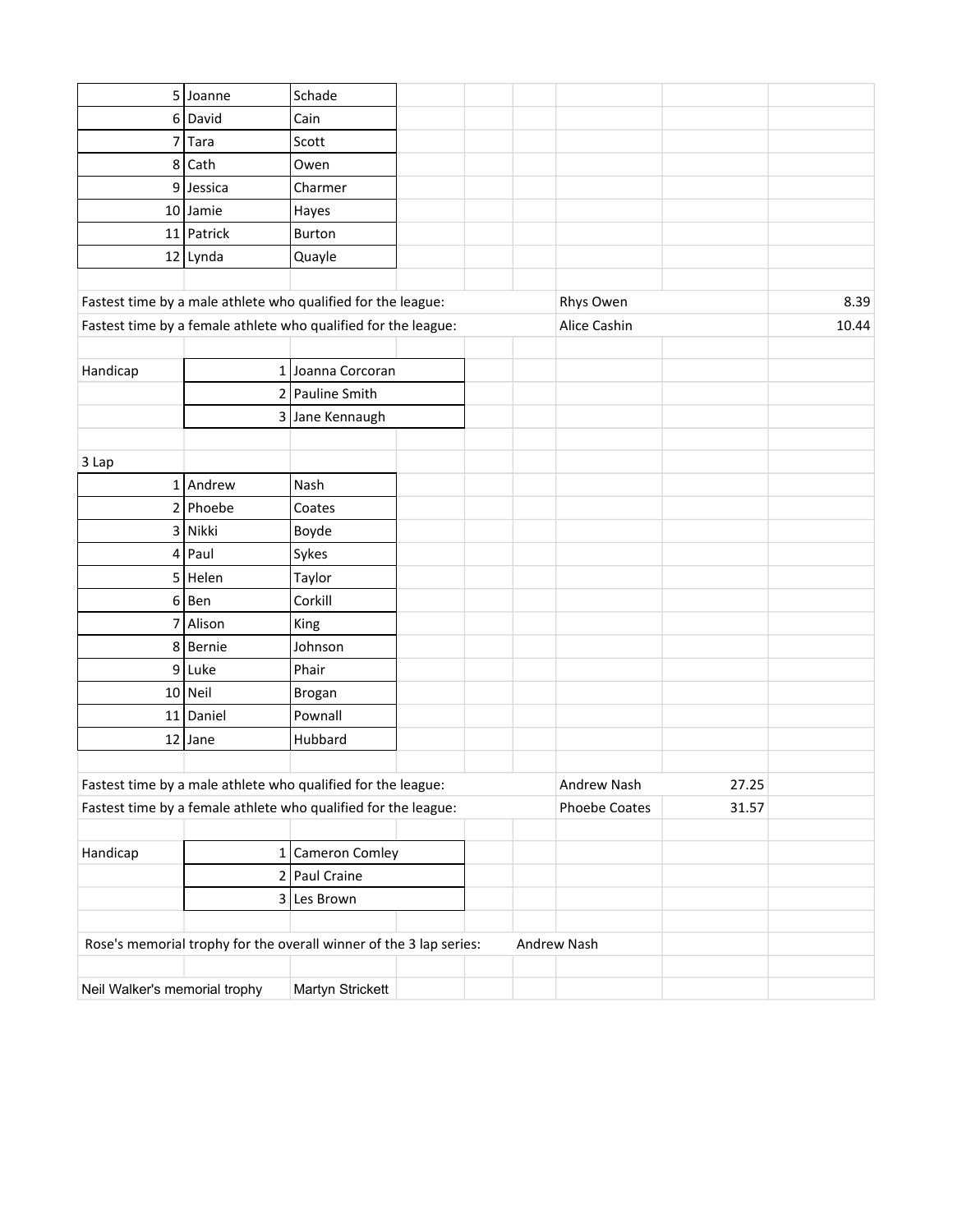| | | |
|---|---|---|
| 5 | Joanne | Schade |
| 6 | David | Cain |
| 7 | Tara | Scott |
| 8 | Cath | Owen |
| 9 | Jessica | Charmer |
| 10 | Jamie | Hayes |
| 11 | Patrick | Burton |
| 12 | Lynda | Quayle |

Fastest time by a male athlete who qualified for the league: Rhys Owen 8.39

Fastest time by a female athlete who qualified for the league: Alice Cashin 10.44

| Handicap | | |
|---|---|---|
| | 1 | Joanna Corcoran |
| | 2 | Pauline Smith |
| | 3 | Jane Kennaugh |

3 Lap

| | | |
|---|---|---|
| 1 | Andrew | Nash |
| 2 | Phoebe | Coates |
| 3 | Nikki | Boyde |
| 4 | Paul | Sykes |
| 5 | Helen | Taylor |
| 6 | Ben | Corkill |
| 7 | Alison | King |
| 8 | Bernie | Johnson |
| 9 | Luke | Phair |
| 10 | Neil | Brogan |
| 11 | Daniel | Pownall |
| 12 | Jane | Hubbard |

Fastest time by a male athlete who qualified for the league: Andrew Nash 27.25

Fastest time by a female athlete who qualified for the league: Phoebe Coates 31.57

| Handicap | | |
|---|---|---|
| | 1 | Cameron Comley |
| | 2 | Paul Craine |
| | 3 | Les Brown |

Rose's memorial trophy for the overall winner of the 3 lap series: Andrew Nash

Neil Walker's memorial trophy Martyn Strickett